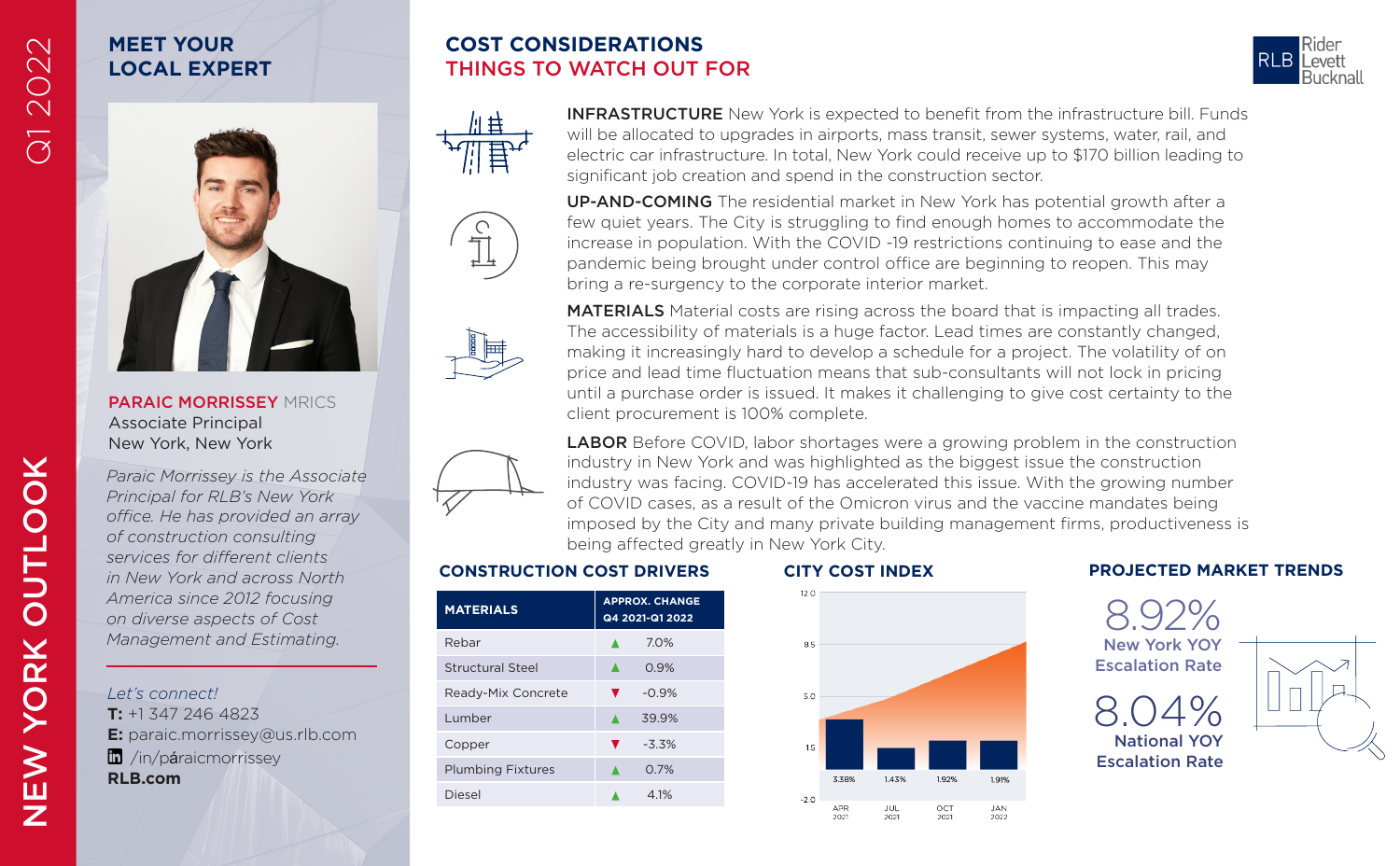# NEW YORK OUTLOOK

Q1 2022

## MEET YOUR LOCAL EXPERT

**PARAIC MORRISSEY** MRICS
Associate Principal
New York, New York

*Paraic Morrissey is the Associate Principal for RLB's New York office. He has provided an array of construction consulting services for different clients in New York and across North America since 2012 focusing on diverse aspects of Cost Management and Estimating.*

*Let's connect!*
**T:** +1 347 246 4823
**E:** paraic.morrissey@us.rlb.com
/in/páraicmorrissey
**RLB.com**

## COST CONSIDERATIONS
## THINGS TO WATCH OUT FOR

**INFRASTRUCTURE** New York is expected to benefit from the infrastructure bill. Funds will be allocated to upgrades in airports, mass transit, sewer systems, water, rail, and electric car infrastructure. In total, New York could receive up to $170 billion leading to significant job creation and spend in the construction sector.

**UP-AND-COMING** The residential market in New York has potential growth after a few quiet years. The City is struggling to find enough homes to accommodate the increase in population. With the COVID -19 restrictions continuing to ease and the pandemic being brought under control office are beginning to reopen. This may bring a re-surgency to the corporate interior market.

**MATERIALS** Material costs are rising across the board that is impacting all trades. The accessibility of materials is a huge factor. Lead times are constantly changed, making it increasingly hard to develop a schedule for a project. The volatility of on price and lead time fluctuation means that sub-consultants will not lock in pricing until a purchase order is issued. It makes it challenging to give cost certainty to the client procurement is 100% complete.

**LABOR** Before COVID, labor shortages were a growing problem in the construction industry in New York and was highlighted as the biggest issue the construction industry was facing. COVID-19 has accelerated this issue. With the growing number of COVID cases, as a result of the Omicron virus and the vaccine mandates being imposed by the City and many private building management firms, productiveness is being affected greatly in New York City.

## CONSTRUCTION COST DRIVERS

| MATERIALS | APPROX. CHANGE Q4 2021-Q1 2022 |
|---|---|
| Rebar | ▲ 7.0% |
| Structural Steel | ▲ 0.9% |
| Ready-Mix Concrete | ▼ -0.9% |
| Lumber | ▲ 39.9% |
| Copper | ▼ -3.3% |
| Plumbing Fixtures | ▲ 0.7% |
| Diesel | ▲ 4.1% |

## CITY COST INDEX

| | APR 2021 | JUL 2021 | OCT 2021 | JAN 2022 |
|---|---|---|---|---|
| Change | 3.38% | 1.43% | 1.92% | 1.91% |

## PROJECTED MARKET TRENDS

8.92%
New York YOY Escalation Rate

8.04%
National YOY Escalation Rate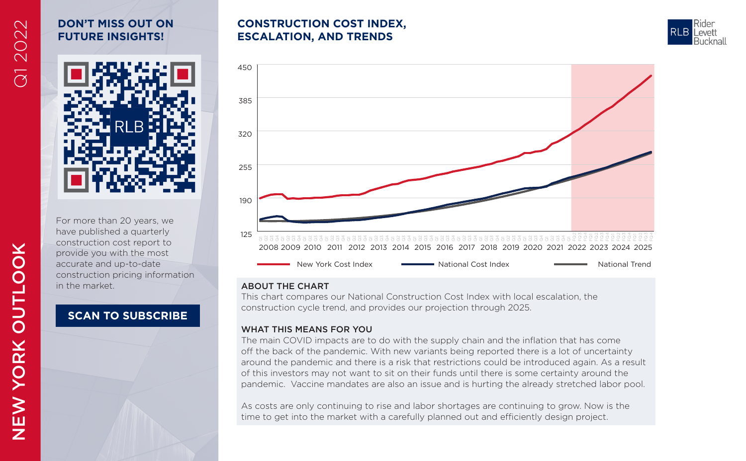Q1 2022

NEW YORK OUTLOOK

## DON'T MISS OUT ON FUTURE INSIGHTS!

RLB

For more than 20 years, we have published a quarterly construction cost report to provide you with the most accurate and up-to-date construction pricing information in the market.

**SCAN TO SUBSCRIBE**

## CONSTRUCTION COST INDEX, ESCALATION, AND TRENDS

RLB Rider Levett Bucknall

450
385
320
255
190
125

2008 2009 2010 2011 2012 2013 2014 2015 2016 2017 2018 2019 2020 2021 2022 2023 2024 2025

New York Cost Index
National Cost Index
National Trend

### ABOUT THE CHART

This chart compares our National Construction Cost Index with local escalation, the construction cycle trend, and provides our projection through 2025.

### WHAT THIS MEANS FOR YOU

The main COVID impacts are to do with the supply chain and the inflation that has come off the back of the pandemic. With new variants being reported there is a lot of uncertainty around the pandemic and there is a risk that restrictions could be introduced again. As a result of this investors may not want to sit on their funds until there is some certainty around the pandemic. Vaccine mandates are also an issue and is hurting the already stretched labor pool.

As costs are only continuing to rise and labor shortages are continuing to grow. Now is the time to get into the market with a carefully planned out and efficiently design project.